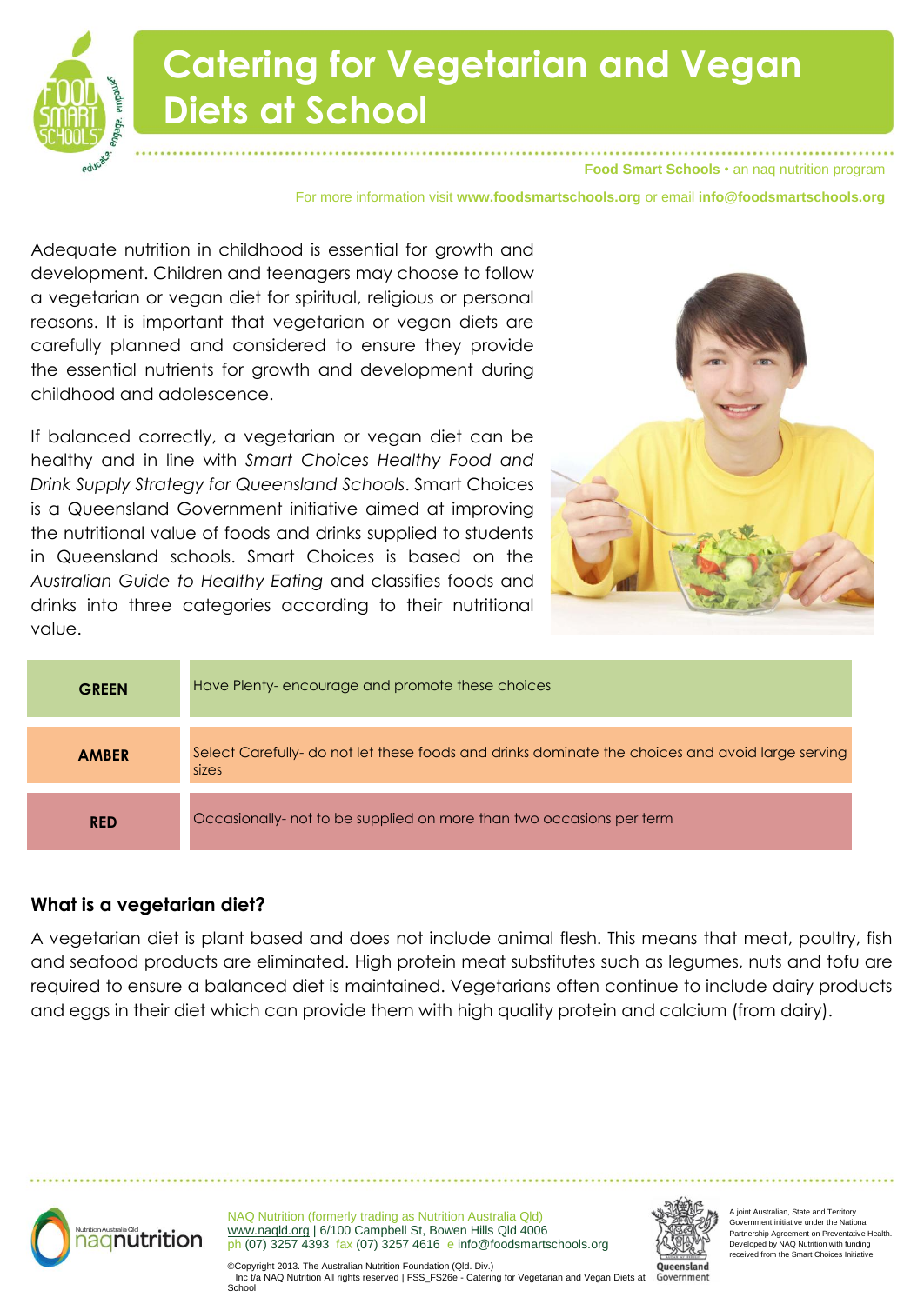# Catering for Vegetarian and Vegan Diets at School

**Food Smart Schools** • an naq nutrition program

For more information visit **www.foodsmartschools.org** or email **info@foodsmartschools.org**

Adequate nutrition in childhood is essential for growth and development. Children and teenagers may choose to follow a vegetarian or vegan diet for spiritual, religious or personal reasons. It is important that vegetarian or vegan diets are carefully planned and considered to ensure they provide the essential nutrients for growth and development during childhood and adolescence.

If balanced correctly, a vegetarian or vegan diet can be healthy and in line with *Smart Choices Healthy Food and Drink Supply Strategy for Queensland Schools*. Smart Choices is a Queensland Government initiative aimed at improving the nutritional value of foods and drinks supplied to students in Queensland schools. Smart Choices is based on the *Australian Guide to Healthy Eating* and classifies foods and drinks into three categories according to their nutritional value.

| | |
|---|---|
| **GREEN** | Have Plenty- encourage and promote these choices |
| **AMBER** | Select Carefully- do not let these foods and drinks dominate the choices and avoid large serving sizes |
| **RED** | Occasionally- not to be supplied on more than two occasions per term |

### What is a vegetarian diet?

A vegetarian diet is plant based and does not include animal flesh. This means that meat, poultry, fish and seafood products are eliminated. High protein meat substitutes such as legumes, nuts and tofu are required to ensure a balanced diet is maintained. Vegetarians often continue to include dairy products and eggs in their diet which can provide them with high quality protein and calcium (from dairy).

NAQ Nutrition (formerly trading as Nutrition Australia Qld)
www.naqld.org | 6/100 Campbell St, Bowen Hills Qld 4006
ph (07) 3257 4393 fax (07) 3257 4616 e info@foodsmartschools.org

©Copyright 2013. The Australian Nutrition Foundation (Qld. Div.) Inc t/a NAQ Nutrition All rights reserved | FSS_FS26e - Catering for Vegetarian and Vegan Diets at School

A joint Australian, State and Territory Government initiative under the National Partnership Agreement on Preventative Health. Developed by NAQ Nutrition with funding received from the Smart Choices Initiative.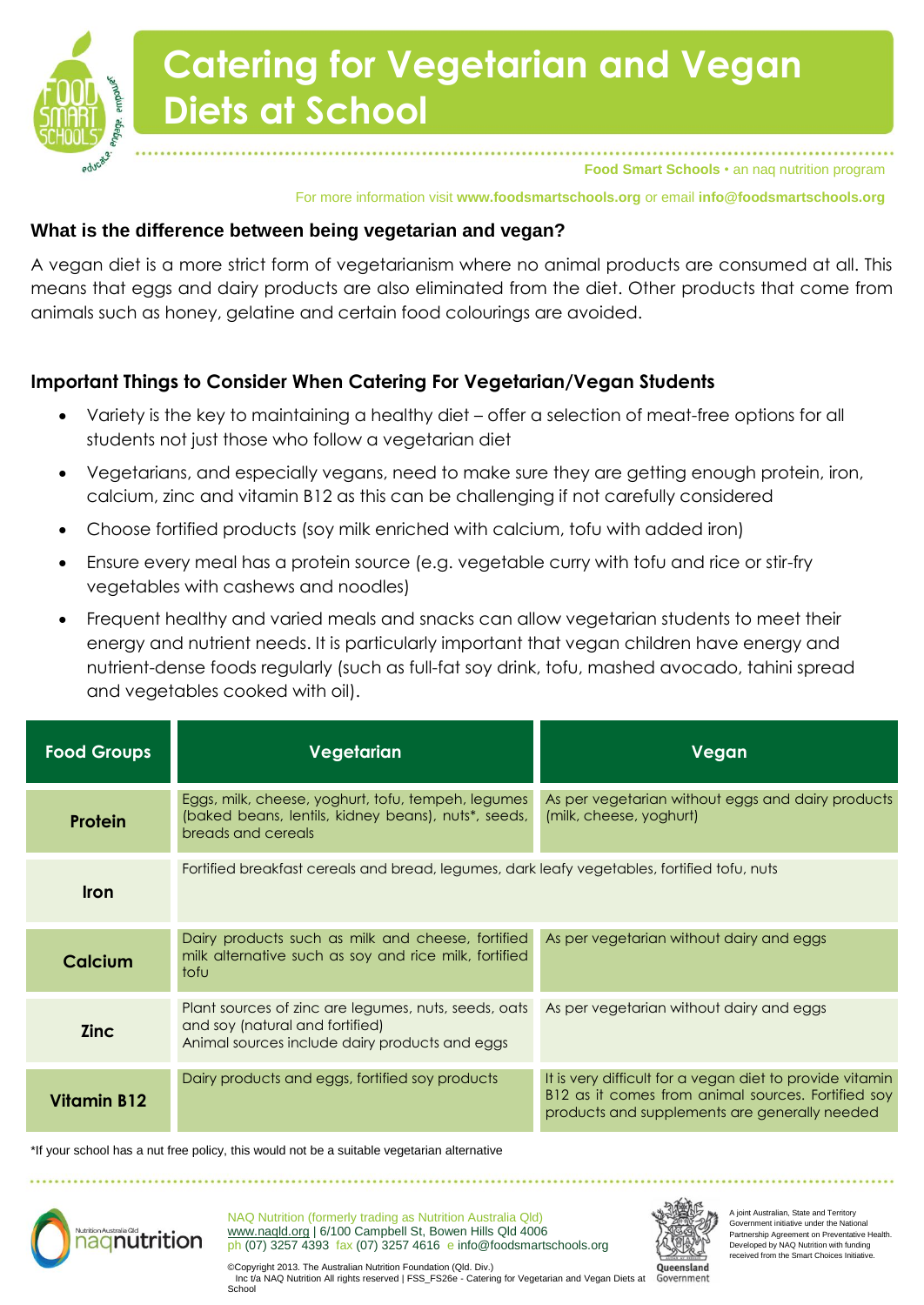# Catering for Vegetarian and Vegan Diets at School

**Food Smart Schools** • an naq nutrition program

For more information visit **www.foodsmartschools.org** or email **info@foodsmartschools.org**

### What is the difference between being vegetarian and vegan?

A vegan diet is a more strict form of vegetarianism where no animal products are consumed at all. This means that eggs and dairy products are also eliminated from the diet. Other products that come from animals such as honey, gelatine and certain food colourings are avoided.

### Important Things to Consider When Catering For Vegetarian/Vegan Students

- Variety is the key to maintaining a healthy diet – offer a selection of meat-free options for all students not just those who follow a vegetarian diet
- Vegetarians, and especially vegans, need to make sure they are getting enough protein, iron, calcium, zinc and vitamin B12 as this can be challenging if not carefully considered
- Choose fortified products (soy milk enriched with calcium, tofu with added iron)
- Ensure every meal has a protein source (e.g. vegetable curry with tofu and rice or stir-fry vegetables with cashews and noodles)
- Frequent healthy and varied meals and snacks can allow vegetarian students to meet their energy and nutrient needs. It is particularly important that vegan children have energy and nutrient-dense foods regularly (such as full-fat soy drink, tofu, mashed avocado, tahini spread and vegetables cooked with oil).

| Food Groups | Vegetarian | Vegan |
| --- | --- | --- |
| **Protein** | Eggs, milk, cheese, yoghurt, tofu, tempeh, legumes (baked beans, lentils, kidney beans), nuts*, seeds, breads and cereals | As per vegetarian without eggs and dairy products (milk, cheese, yoghurt) |
| **Iron** | Fortified breakfast cereals and bread, legumes, dark leafy vegetables, fortified tofu, nuts | |
| **Calcium** | Dairy products such as milk and cheese, fortified milk alternative such as soy and rice milk, fortified tofu | As per vegetarian without dairy and eggs |
| **Zinc** | Plant sources of zinc are legumes, nuts, seeds, oats and soy (natural and fortified)<br>Animal sources include dairy products and eggs | As per vegetarian without dairy and eggs |
| **Vitamin B12** | Dairy products and eggs, fortified soy products | It is very difficult for a vegan diet to provide vitamin B12 as it comes from animal sources. Fortified soy products and supplements are generally needed |

*If your school has a nut free policy, this would not be a suitable vegetarian alternative

NAQ Nutrition (formerly trading as Nutrition Australia Qld)
www.naqld.org | 6/100 Campbell St, Bowen Hills Qld 4006
ph (07) 3257 4393 fax (07) 3257 4616 e info@foodsmartschools.org

©Copyright 2013. The Australian Nutrition Foundation (Qld. Div.) Inc t/a NAQ Nutrition All rights reserved | FSS_FS26e - Catering for Vegetarian and Vegan Diets at School

A joint Australian, State and Territory Government initiative under the National Partnership Agreement on Preventative Health. Developed by NAQ Nutrition with funding received from the Smart Choices Initiative.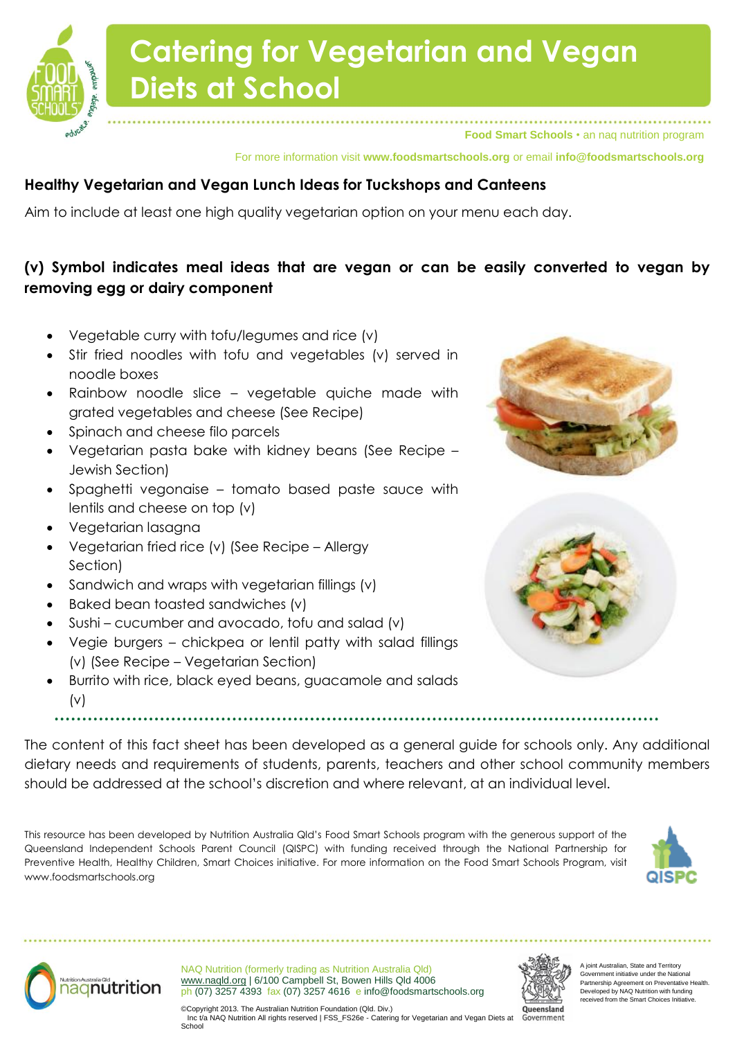# Catering for Vegetarian and Vegan Diets at School

Food Smart Schools • an naq nutrition program

For more information visit **www.foodsmartschools.org** or email **info@foodsmartschools.org**

### Healthy Vegetarian and Vegan Lunch Ideas for Tuckshops and Canteens

Aim to include at least one high quality vegetarian option on your menu each day.

**(v) Symbol indicates meal ideas that are vegan or can be easily converted to vegan by removing egg or dairy component**

- Vegetable curry with tofu/legumes and rice (v)
- Stir fried noodles with tofu and vegetables (v) served in noodle boxes
- Rainbow noodle slice – vegetable quiche made with grated vegetables and cheese (See Recipe)
- Spinach and cheese filo parcels
- Vegetarian pasta bake with kidney beans (See Recipe – Jewish Section)
- Spaghetti vegonaise – tomato based paste sauce with lentils and cheese on top (v)
- Vegetarian lasagna
- Vegetarian fried rice (v) (See Recipe – Allergy Section)
- Sandwich and wraps with vegetarian fillings (v)
- Baked bean toasted sandwiches (v)
- Sushi – cucumber and avocado, tofu and salad (v)
- Vegie burgers – chickpea or lentil patty with salad fillings (v) (See Recipe – Vegetarian Section)
- Burrito with rice, black eyed beans, guacamole and salads (v)

The content of this fact sheet has been developed as a general guide for schools only. Any additional dietary needs and requirements of students, parents, teachers and other school community members should be addressed at the school's discretion and where relevant, at an individual level.

This resource has been developed by Nutrition Australia Qld's Food Smart Schools program with the generous support of the Queensland Independent Schools Parent Council (QISPC) with funding received through the National Partnership for Preventive Health, Healthy Children, Smart Choices initiative. For more information on the Food Smart Schools Program, visit www.foodsmartschools.org

NAQ Nutrition (formerly trading as Nutrition Australia Qld)
www.naqld.org | 6/100 Campbell St, Bowen Hills Qld 4006
ph (07) 3257 4393 fax (07) 3257 4616 e info@foodsmartschools.org

©Copyright 2013. The Australian Nutrition Foundation (Qld. Div.) Inc t/a NAQ Nutrition All rights reserved | FSS_FS26e - Catering for Vegetarian and Vegan Diets at School

A joint Australian, State and Territory Government initiative under the National Partnership Agreement on Preventative Health. Developed by NAQ Nutrition with funding received from the Smart Choices Initiative.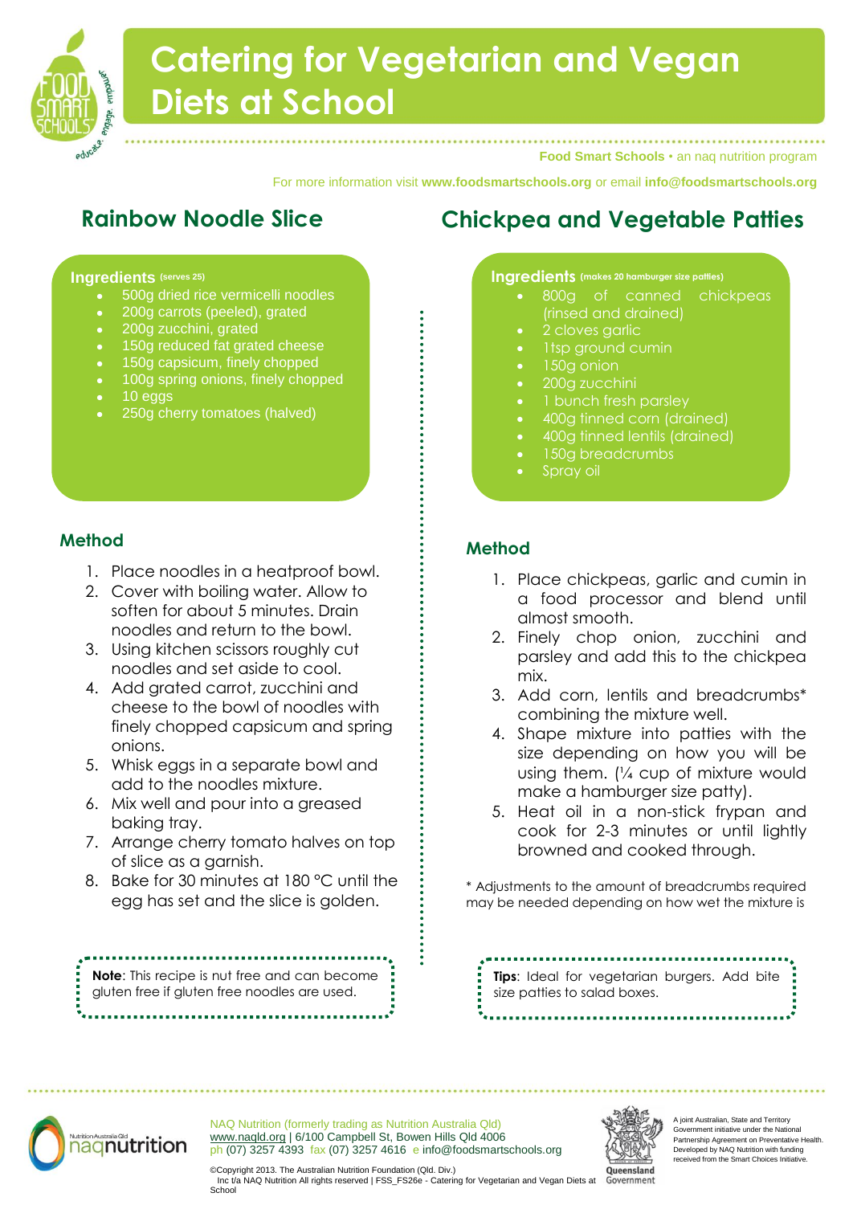# Catering for Vegetarian and Vegan Diets at School

**Food Smart Schools** • an naq nutrition program

For more information visit **www.foodsmartschools.org** or email **info@foodsmartschools.org**

## Rainbow Noodle Slice

### Ingredients (serves 25)

- 500g dried rice vermicelli noodles
- 200g carrots (peeled), grated
- 200g zucchini, grated
- 150g reduced fat grated cheese
- 150g capsicum, finely chopped
- 100g spring onions, finely chopped
- 10 eggs
- 250g cherry tomatoes (halved)

### Method

1. Place noodles in a heatproof bowl.
2. Cover with boiling water. Allow to soften for about 5 minutes. Drain noodles and return to the bowl.
3. Using kitchen scissors roughly cut noodles and set aside to cool.
4. Add grated carrot, zucchini and cheese to the bowl of noodles with finely chopped capsicum and spring onions.
5. Whisk eggs in a separate bowl and add to the noodles mixture.
6. Mix well and pour into a greased baking tray.
7. Arrange cherry tomato halves on top of slice as a garnish.
8. Bake for 30 minutes at 180 °C until the egg has set and the slice is golden.

**Note**: This recipe is nut free and can become gluten free if gluten free noodles are used.

## Chickpea and Vegetable Patties

### Ingredients (makes 20 hamburger size patties)

- 800g of canned chickpeas (rinsed and drained)
- 2 cloves garlic
- 1tsp ground cumin
- 150g onion
- 200g zucchini
- 1 bunch fresh parsley
- 400g tinned corn (drained)
- 400g tinned lentils (drained)
- 150g breadcrumbs
- Spray oil

### Method

1. Place chickpeas, garlic and cumin in a food processor and blend until almost smooth.
2. Finely chop onion, zucchini and parsley and add this to the chickpea mix.
3. Add corn, lentils and breadcrumbs* combining the mixture well.
4. Shape mixture into patties with the size depending on how you will be using them. (¼ cup of mixture would make a hamburger size patty).
5. Heat oil in a non-stick frypan and cook for 2-3 minutes or until lightly browned and cooked through.

* Adjustments to the amount of breadcrumbs required may be needed depending on how wet the mixture is

**Tips**: Ideal for vegetarian burgers. Add bite size patties to salad boxes.

NAQ Nutrition (formerly trading as Nutrition Australia Qld)
www.naqld.org | 6/100 Campbell St, Bowen Hills Qld 4006
ph (07) 3257 4393 fax (07) 3257 4616 e info@foodsmartschools.org

©Copyright 2013. The Australian Nutrition Foundation (Qld. Div.) Inc t/a NAQ Nutrition All rights reserved | FSS_FS26e - Catering for Vegetarian and Vegan Diets at School

A joint Australian, State and Territory Government initiative under the National Partnership Agreement on Preventative Health. Developed by NAQ Nutrition with funding received from the Smart Choices Initiative.